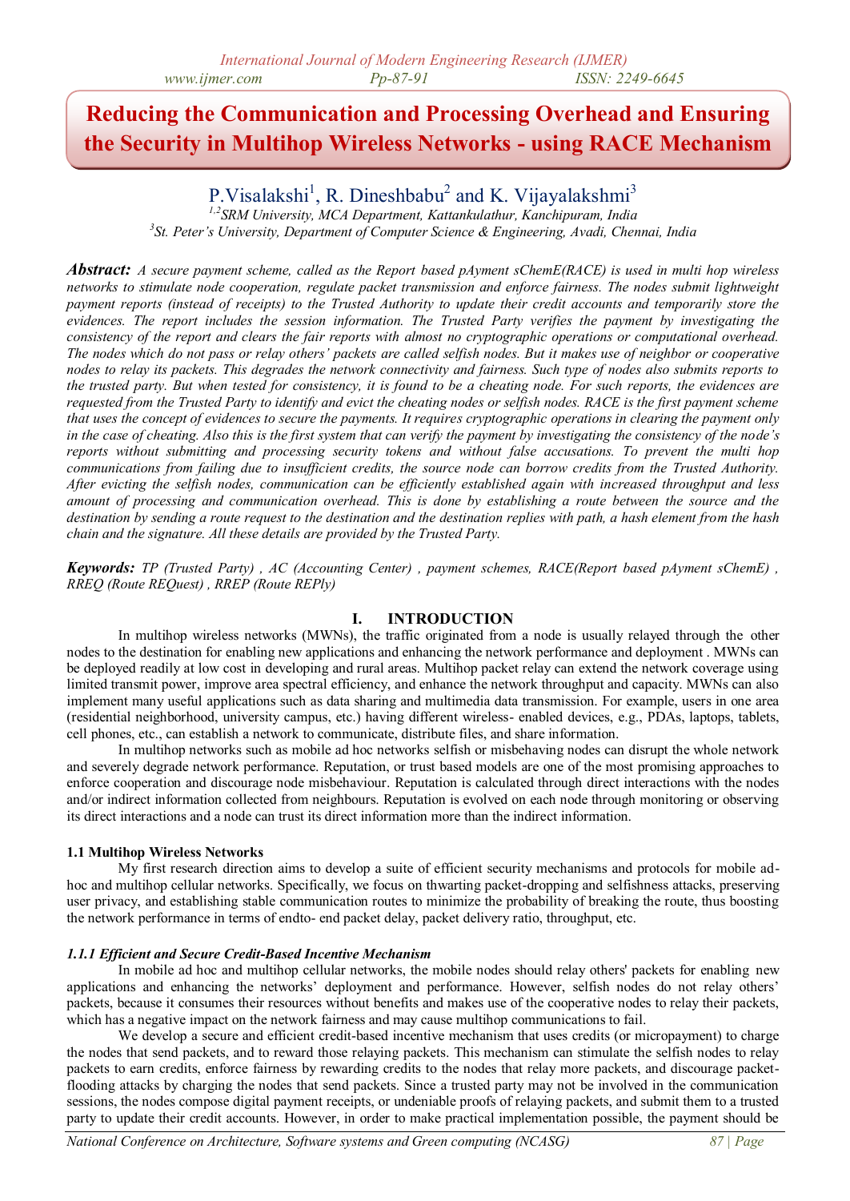# Reducing the Communication and Processing Overhead and Ensuring the Security in Multihop Wireless Networks - using RACE Mechanism

P.Visalakshi[1], R. Dineshbabu[2] and K. Vijayalakshmi[3]

[1,2]*SRM University, MCA Department, Kattankulathur, Kanchipuram, India*
[3]*St. Peter's University, Department of Computer Science & Engineering, Avadi, Chennai, India*

***Abstract:*** *A secure payment scheme, called as the Report based pAyment sChemE(RACE) is used in multi hop wireless networks to stimulate node cooperation, regulate packet transmission and enforce fairness. The nodes submit lightweight payment reports (instead of receipts) to the Trusted Authority to update their credit accounts and temporarily store the evidences. The report includes the session information. The Trusted Party verifies the payment by investigating the consistency of the report and clears the fair reports with almost no cryptographic operations or computational overhead. The nodes which do not pass or relay others' packets are called selfish nodes. But it makes use of neighbor or cooperative nodes to relay its packets. This degrades the network connectivity and fairness. Such type of nodes also submits reports to the trusted party. But when tested for consistency, it is found to be a cheating node. For such reports, the evidences are requested from the Trusted Party to identify and evict the cheating nodes or selfish nodes. RACE is the first payment scheme that uses the concept of evidences to secure the payments. It requires cryptographic operations in clearing the payment only in the case of cheating. Also this is the first system that can verify the payment by investigating the consistency of the node's reports without submitting and processing security tokens and without false accusations. To prevent the multi hop communications from failing due to insufficient credits, the source node can borrow credits from the Trusted Authority. After evicting the selfish nodes, communication can be efficiently established again with increased throughput and less amount of processing and communication overhead. This is done by establishing a route between the source and the destination by sending a route request to the destination and the destination replies with path, a hash element from the hash chain and the signature. All these details are provided by the Trusted Party.*

***Keywords:*** *TP (Trusted Party) , AC (Accounting Center) , payment schemes, RACE(Report based pAyment sChemE) , RREQ (Route REQuest) , RREP (Route REPly)*

## I. INTRODUCTION

In multihop wireless networks (MWNs), the traffic originated from a node is usually relayed through the other nodes to the destination for enabling new applications and enhancing the network performance and deployment . MWNs can be deployed readily at low cost in developing and rural areas. Multihop packet relay can extend the network coverage using limited transmit power, improve area spectral efficiency, and enhance the network throughput and capacity. MWNs can also implement many useful applications such as data sharing and multimedia data transmission. For example, users in one area (residential neighborhood, university campus, etc.) having different wireless- enabled devices, e.g., PDAs, laptops, tablets, cell phones, etc., can establish a network to communicate, distribute files, and share information.

In multihop networks such as mobile ad hoc networks selfish or misbehaving nodes can disrupt the whole network and severely degrade network performance. Reputation, or trust based models are one of the most promising approaches to enforce cooperation and discourage node misbehaviour. Reputation is calculated through direct interactions with the nodes and/or indirect information collected from neighbours. Reputation is evolved on each node through monitoring or observing its direct interactions and a node can trust its direct information more than the indirect information.

### 1.1 Multihop Wireless Networks

My first research direction aims to develop a suite of efficient security mechanisms and protocols for mobile ad-hoc and multihop cellular networks. Specifically, we focus on thwarting packet-dropping and selfishness attacks, preserving user privacy, and establishing stable communication routes to minimize the probability of breaking the route, thus boosting the network performance in terms of endto- end packet delay, packet delivery ratio, throughput, etc.

#### *1.1.1 Efficient and Secure Credit-Based Incentive Mechanism*

In mobile ad hoc and multihop cellular networks, the mobile nodes should relay others' packets for enabling new applications and enhancing the networks' deployment and performance. However, selfish nodes do not relay others' packets, because it consumes their resources without benefits and makes use of the cooperative nodes to relay their packets, which has a negative impact on the network fairness and may cause multihop communications to fail.

We develop a secure and efficient credit-based incentive mechanism that uses credits (or micropayment) to charge the nodes that send packets, and to reward those relaying packets. This mechanism can stimulate the selfish nodes to relay packets to earn credits, enforce fairness by rewarding credits to the nodes that relay more packets, and discourage packet-flooding attacks by charging the nodes that send packets. Since a trusted party may not be involved in the communication sessions, the nodes compose digital payment receipts, or undeniable proofs of relaying packets, and submit them to a trusted party to update their credit accounts. However, in order to make practical implementation possible, the payment should be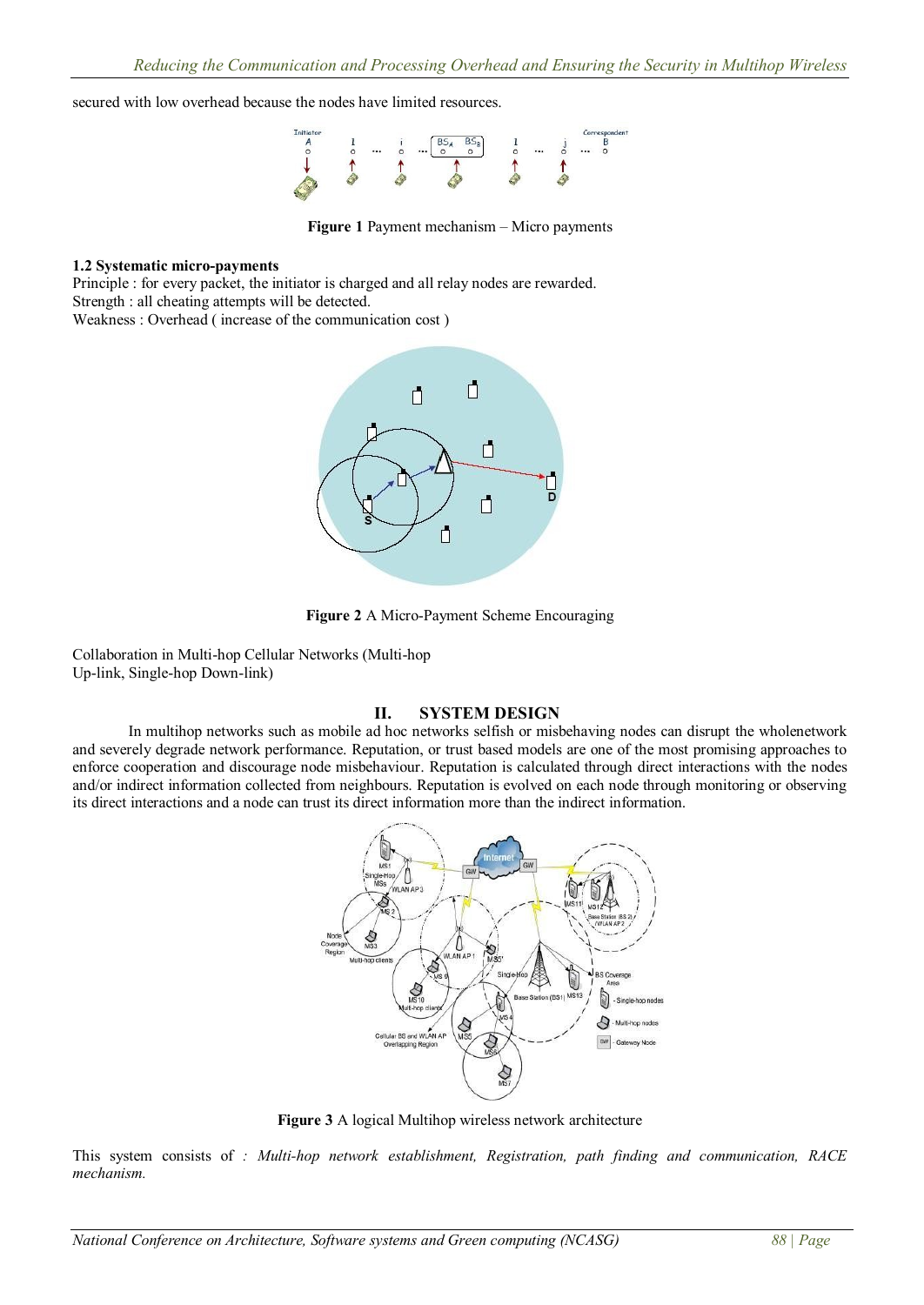secured with low overhead because the nodes have limited resources.

**Figure 1** Payment mechanism – Micro payments

**1.2 Systematic micro-payments**

Principle : for every packet, the initiator is charged and all relay nodes are rewarded.
Strength : all cheating attempts will be detected.
Weakness : Overhead ( increase of the communication cost )

**Figure 2** A Micro-Payment Scheme Encouraging

Collaboration in Multi-hop Cellular Networks (Multi-hop Up-link, Single-hop Down-link)

## II. SYSTEM DESIGN

In multihop networks such as mobile ad hoc networks selfish or misbehaving nodes can disrupt the wholenetwork and severely degrade network performance. Reputation, or trust based models are one of the most promising approaches to enforce cooperation and discourage node misbehaviour. Reputation is calculated through direct interactions with the nodes and/or indirect information collected from neighbours. Reputation is evolved on each node through monitoring or observing its direct interactions and a node can trust its direct information more than the indirect information.

**Figure 3** A logical Multihop wireless network architecture

This system consists of *: Multi-hop network establishment, Registration, path finding and communication, RACE mechanism.*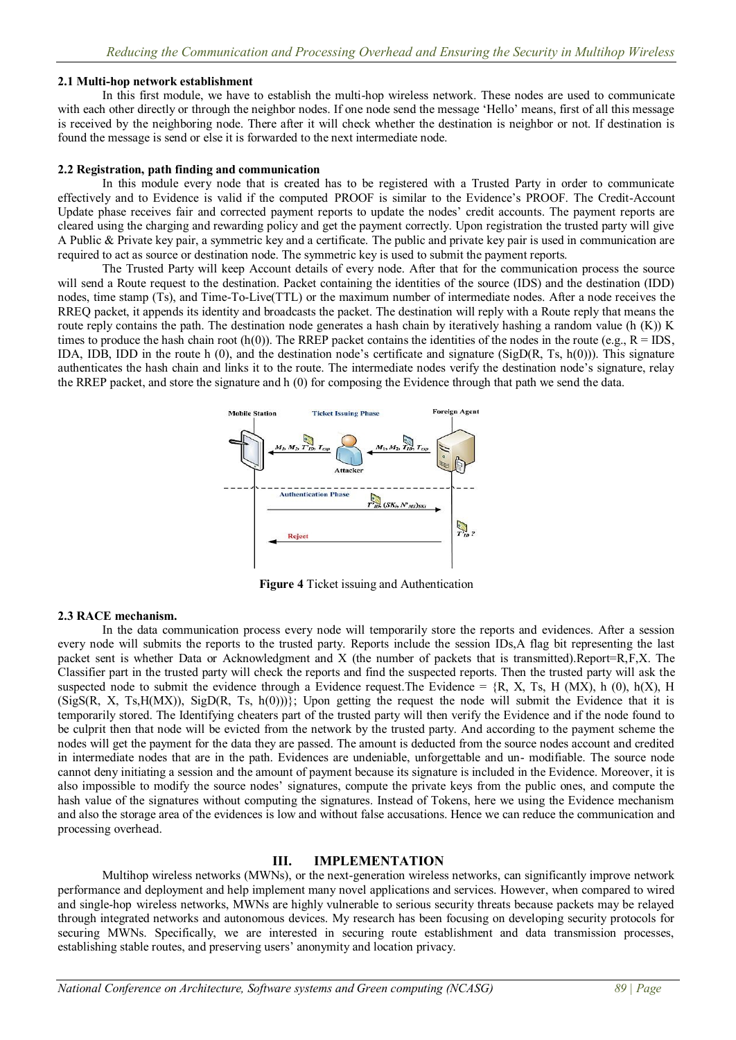### 2.1 Multi-hop network establishment

In this first module, we have to establish the multi-hop wireless network. These nodes are used to communicate with each other directly or through the neighbor nodes. If one node send the message 'Hello' means, first of all this message is received by the neighboring node. There after it will check whether the destination is neighbor or not. If destination is found the message is send or else it is forwarded to the next intermediate node.

### 2.2 Registration, path finding and communication

In this module every node that is created has to be registered with a Trusted Party in order to communicate effectively and to Evidence is valid if the computed PROOF is similar to the Evidence's PROOF. The Credit-Account Update phase receives fair and corrected payment reports to update the nodes' credit accounts. The payment reports are cleared using the charging and rewarding policy and get the payment correctly. Upon registration the trusted party will give A Public & Private key pair, a symmetric key and a certificate. The public and private key pair is used in communication are required to act as source or destination node. The symmetric key is used to submit the payment reports.

The Trusted Party will keep Account details of every node. After that for the communication process the source will send a Route request to the destination. Packet containing the identities of the source (IDS) and the destination (IDD) nodes, time stamp (Ts), and Time-To-Live(TTL) or the maximum number of intermediate nodes. After a node receives the RREQ packet, it appends its identity and broadcasts the packet. The destination will reply with a Route reply that means the route reply contains the path. The destination node generates a hash chain by iteratively hashing a random value (h (K)) K times to produce the hash chain root (h(0)). The RREP packet contains the identities of the nodes in the route (e.g., R = IDS, IDA, IDB, IDD in the route h (0), and the destination node's certificate and signature (SigD(R, Ts, h(0))). This signature authenticates the hash chain and links it to the route. The intermediate nodes verify the destination node's signature, relay the RREP packet, and store the signature and h (0) for composing the Evidence through that path we send the data.

**Figure 4** Ticket issuing and Authentication

### 2.3 RACE mechanism.

In the data communication process every node will temporarily store the reports and evidences. After a session every node will submits the reports to the trusted party. Reports include the session IDs,A flag bit representing the last packet sent is whether Data or Acknowledgment and X (the number of packets that is transmitted).Report=R,F,X. The Classifier part in the trusted party will check the reports and find the suspected reports. Then the trusted party will ask the suspected node to submit the evidence through a Evidence request.The Evidence = {R, X, Ts, H (MX), h (0), h(X), H (SigS(R, X, Ts,H(MX)), SigD(R, Ts, h(0)))}; Upon getting the request the node will submit the Evidence that it is temporarily stored. The Identifying cheaters part of the trusted party will then verify the Evidence and if the node found to be culprit then that node will be evicted from the network by the trusted party. And according to the payment scheme the nodes will get the payment for the data they are passed. The amount is deducted from the source nodes account and credited in intermediate nodes that are in the path. Evidences are undeniable, unforgettable and un- modifiable. The source node cannot deny initiating a session and the amount of payment because its signature is included in the Evidence. Moreover, it is also impossible to modify the source nodes' signatures, compute the private keys from the public ones, and compute the hash value of the signatures without computing the signatures. Instead of Tokens, here we using the Evidence mechanism and also the storage area of the evidences is low and without false accusations. Hence we can reduce the communication and processing overhead.

## III. IMPLEMENTATION

Multihop wireless networks (MWNs), or the next-generation wireless networks, can significantly improve network performance and deployment and help implement many novel applications and services. However, when compared to wired and single-hop wireless networks, MWNs are highly vulnerable to serious security threats because packets may be relayed through integrated networks and autonomous devices. My research has been focusing on developing security protocols for securing MWNs. Specifically, we are interested in securing route establishment and data transmission processes, establishing stable routes, and preserving users' anonymity and location privacy.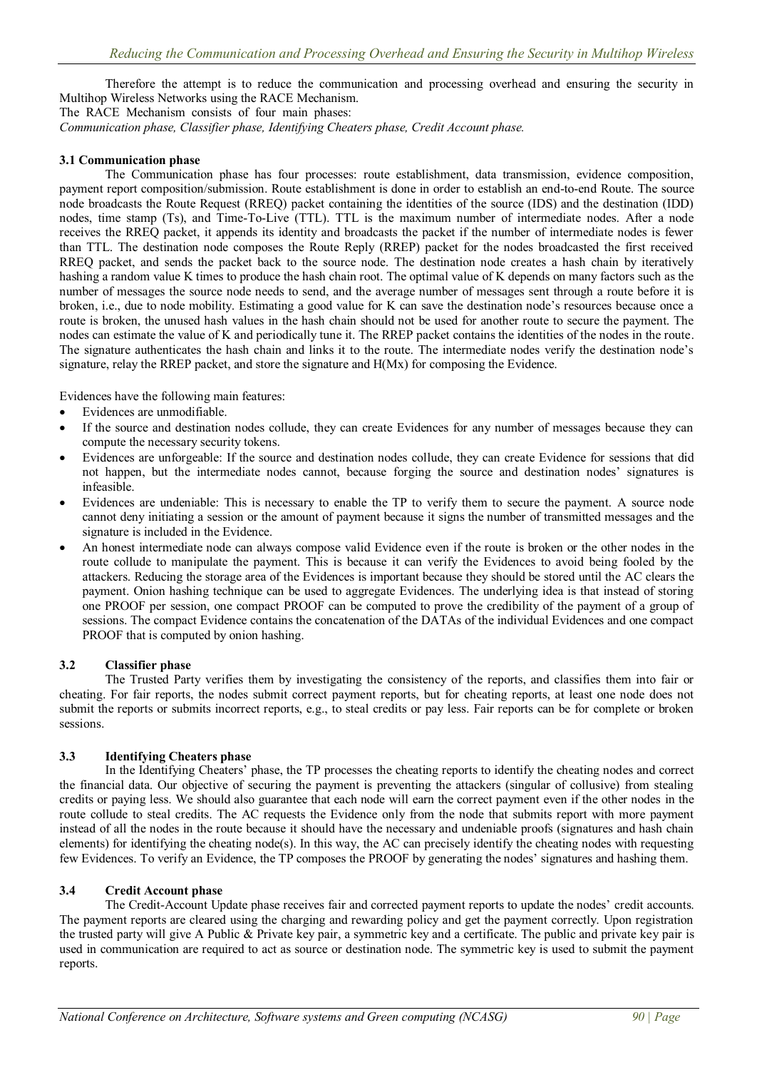Therefore the attempt is to reduce the communication and processing overhead and ensuring the security in Multihop Wireless Networks using the RACE Mechanism.

The RACE Mechanism consists of four main phases:

*Communication phase, Classifier phase, Identifying Cheaters phase, Credit Account phase.*

### 3.1 Communication phase

The Communication phase has four processes: route establishment, data transmission, evidence composition, payment report composition/submission. Route establishment is done in order to establish an end-to-end Route. The source node broadcasts the Route Request (RREQ) packet containing the identities of the source (IDS) and the destination (IDD) nodes, time stamp (Ts), and Time-To-Live (TTL). TTL is the maximum number of intermediate nodes. After a node receives the RREQ packet, it appends its identity and broadcasts the packet if the number of intermediate nodes is fewer than TTL. The destination node composes the Route Reply (RREP) packet for the nodes broadcasted the first received RREQ packet, and sends the packet back to the source node. The destination node creates a hash chain by iteratively hashing a random value K times to produce the hash chain root. The optimal value of K depends on many factors such as the number of messages the source node needs to send, and the average number of messages sent through a route before it is broken, i.e., due to node mobility. Estimating a good value for K can save the destination node's resources because once a route is broken, the unused hash values in the hash chain should not be used for another route to secure the payment. The nodes can estimate the value of K and periodically tune it. The RREP packet contains the identities of the nodes in the route. The signature authenticates the hash chain and links it to the route. The intermediate nodes verify the destination node's signature, relay the RREP packet, and store the signature and H(Mx) for composing the Evidence.

Evidences have the following main features:

- Evidences are unmodifiable.
- If the source and destination nodes collude, they can create Evidences for any number of messages because they can compute the necessary security tokens.
- Evidences are unforgeable: If the source and destination nodes collude, they can create Evidence for sessions that did not happen, but the intermediate nodes cannot, because forging the source and destination nodes' signatures is infeasible.
- Evidences are undeniable: This is necessary to enable the TP to verify them to secure the payment. A source node cannot deny initiating a session or the amount of payment because it signs the number of transmitted messages and the signature is included in the Evidence.
- An honest intermediate node can always compose valid Evidence even if the route is broken or the other nodes in the route collude to manipulate the payment. This is because it can verify the Evidences to avoid being fooled by the attackers. Reducing the storage area of the Evidences is important because they should be stored until the AC clears the payment. Onion hashing technique can be used to aggregate Evidences. The underlying idea is that instead of storing one PROOF per session, one compact PROOF can be computed to prove the credibility of the payment of a group of sessions. The compact Evidence contains the concatenation of the DATAs of the individual Evidences and one compact PROOF that is computed by onion hashing.

### 3.2 Classifier phase

The Trusted Party verifies them by investigating the consistency of the reports, and classifies them into fair or cheating. For fair reports, the nodes submit correct payment reports, but for cheating reports, at least one node does not submit the reports or submits incorrect reports, e.g., to steal credits or pay less. Fair reports can be for complete or broken sessions.

### 3.3 Identifying Cheaters phase

In the Identifying Cheaters' phase, the TP processes the cheating reports to identify the cheating nodes and correct the financial data. Our objective of securing the payment is preventing the attackers (singular of collusive) from stealing credits or paying less. We should also guarantee that each node will earn the correct payment even if the other nodes in the route collude to steal credits. The AC requests the Evidence only from the node that submits report with more payment instead of all the nodes in the route because it should have the necessary and undeniable proofs (signatures and hash chain elements) for identifying the cheating node(s). In this way, the AC can precisely identify the cheating nodes with requesting few Evidences. To verify an Evidence, the TP composes the PROOF by generating the nodes' signatures and hashing them.

### 3.4 Credit Account phase

The Credit-Account Update phase receives fair and corrected payment reports to update the nodes' credit accounts. The payment reports are cleared using the charging and rewarding policy and get the payment correctly. Upon registration the trusted party will give A Public & Private key pair, a symmetric key and a certificate. The public and private key pair is used in communication are required to act as source or destination node. The symmetric key is used to submit the payment reports.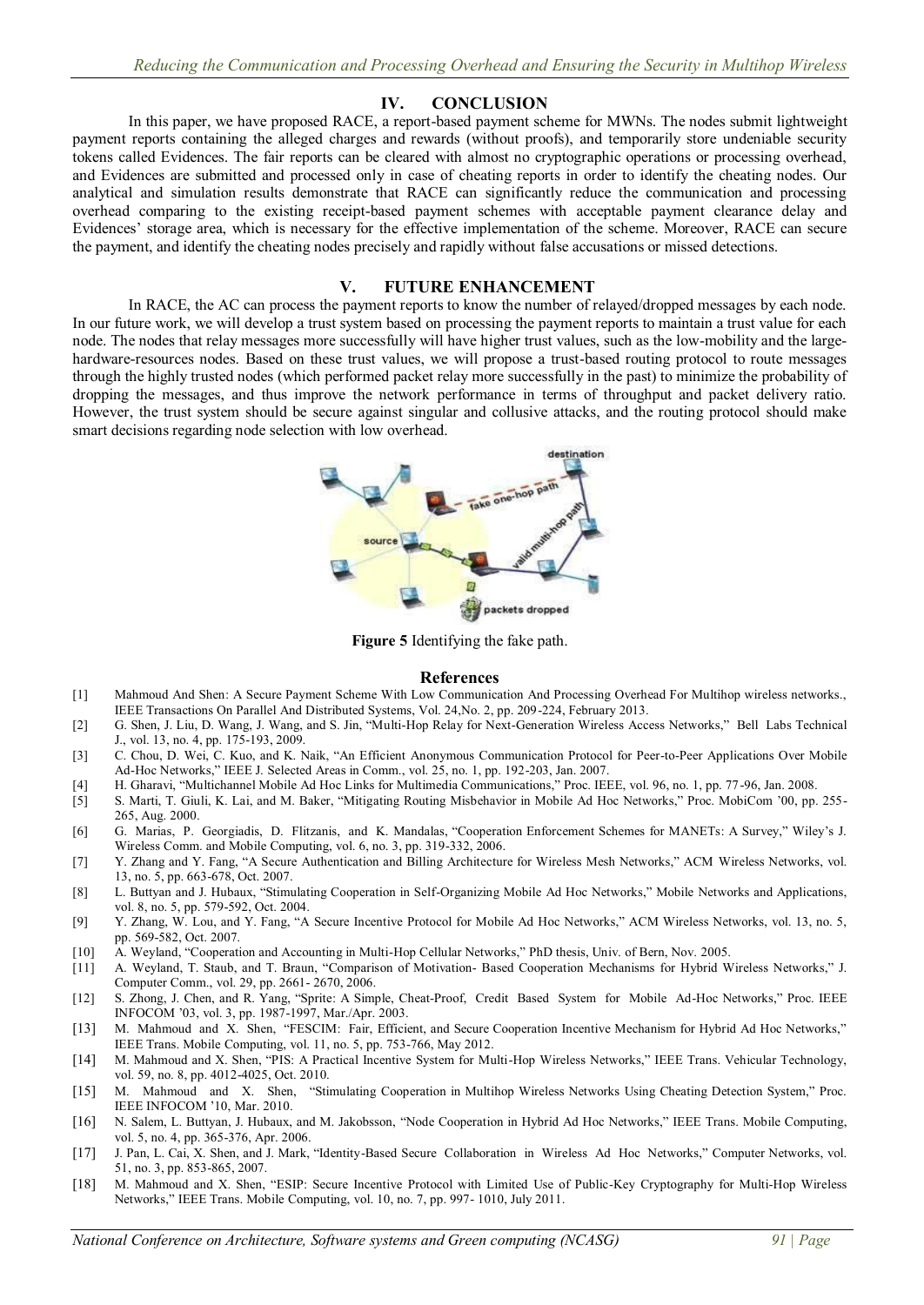## IV. CONCLUSION

In this paper, we have proposed RACE, a report-based payment scheme for MWNs. The nodes submit lightweight payment reports containing the alleged charges and rewards (without proofs), and temporarily store undeniable security tokens called Evidences. The fair reports can be cleared with almost no cryptographic operations or processing overhead, and Evidences are submitted and processed only in case of cheating reports in order to identify the cheating nodes. Our analytical and simulation results demonstrate that RACE can significantly reduce the communication and processing overhead comparing to the existing receipt-based payment schemes with acceptable payment clearance delay and Evidences' storage area, which is necessary for the effective implementation of the scheme. Moreover, RACE can secure the payment, and identify the cheating nodes precisely and rapidly without false accusations or missed detections.

## V. FUTURE ENHANCEMENT

In RACE, the AC can process the payment reports to know the number of relayed/dropped messages by each node. In our future work, we will develop a trust system based on processing the payment reports to maintain a trust value for each node. The nodes that relay messages more successfully will have higher trust values, such as the low-mobility and the large-hardware-resources nodes. Based on these trust values, we will propose a trust-based routing protocol to route messages through the highly trusted nodes (which performed packet relay more successfully in the past) to minimize the probability of dropping the messages, and thus improve the network performance in terms of throughput and packet delivery ratio. However, the trust system should be secure against singular and collusive attacks, and the routing protocol should make smart decisions regarding node selection with low overhead.

destination

fake one-hop path

valid multi-hop path

source

packets dropped

**Figure 5** Identifying the fake path.

## References

[1] Mahmoud And Shen: A Secure Payment Scheme With Low Communication And Processing Overhead For Multihop wireless networks., IEEE Transactions On Parallel And Distributed Systems, Vol. 24,No. 2, pp. 209-224, February 2013.

[2] G. Shen, J. Liu, D. Wang, J. Wang, and S. Jin, "Multi-Hop Relay for Next-Generation Wireless Access Networks," Bell Labs Technical J., vol. 13, no. 4, pp. 175-193, 2009.

[3] C. Chou, D. Wei, C. Kuo, and K. Naik, "An Efficient Anonymous Communication Protocol for Peer-to-Peer Applications Over Mobile Ad-Hoc Networks," IEEE J. Selected Areas in Comm., vol. 25, no. 1, pp. 192-203, Jan. 2007.

[4] H. Gharavi, "Multichannel Mobile Ad Hoc Links for Multimedia Communications," Proc. IEEE, vol. 96, no. 1, pp. 77-96, Jan. 2008.

[5] S. Marti, T. Giuli, K. Lai, and M. Baker, "Mitigating Routing Misbehavior in Mobile Ad Hoc Networks," Proc. MobiCom '00, pp. 255-265, Aug. 2000.

[6] G. Marias, P. Georgiadis, D. Flitzanis, and K. Mandalas, "Cooperation Enforcement Schemes for MANETs: A Survey," Wiley's J. Wireless Comm. and Mobile Computing, vol. 6, no. 3, pp. 319-332, 2006.

[7] Y. Zhang and Y. Fang, "A Secure Authentication and Billing Architecture for Wireless Mesh Networks," ACM Wireless Networks, vol. 13, no. 5, pp. 663-678, Oct. 2007.

[8] L. Buttyan and J. Hubaux, "Stimulating Cooperation in Self-Organizing Mobile Ad Hoc Networks," Mobile Networks and Applications, vol. 8, no. 5, pp. 579-592, Oct. 2004.

[9] Y. Zhang, W. Lou, and Y. Fang, "A Secure Incentive Protocol for Mobile Ad Hoc Networks," ACM Wireless Networks, vol. 13, no. 5, pp. 569-582, Oct. 2007.

[10] A. Weyland, "Cooperation and Accounting in Multi-Hop Cellular Networks," PhD thesis, Univ. of Bern, Nov. 2005.

[11] A. Weyland, T. Staub, and T. Braun, "Comparison of Motivation- Based Cooperation Mechanisms for Hybrid Wireless Networks," J. Computer Comm., vol. 29, pp. 2661- 2670, 2006.

[12] S. Zhong, J. Chen, and R. Yang, "Sprite: A Simple, Cheat-Proof, Credit Based System for Mobile Ad-Hoc Networks," Proc. IEEE INFOCOM '03, vol. 3, pp. 1987-1997, Mar./Apr. 2003.

[13] M. Mahmoud and X. Shen, "FESCIM: Fair, Efficient, and Secure Cooperation Incentive Mechanism for Hybrid Ad Hoc Networks," IEEE Trans. Mobile Computing, vol. 11, no. 5, pp. 753-766, May 2012.

[14] M. Mahmoud and X. Shen, "PIS: A Practical Incentive System for Multi-Hop Wireless Networks," IEEE Trans. Vehicular Technology, vol. 59, no. 8, pp. 4012-4025, Oct. 2010.

[15] M. Mahmoud and X. Shen, "Stimulating Cooperation in Multihop Wireless Networks Using Cheating Detection System," Proc. IEEE INFOCOM '10, Mar. 2010.

[16] N. Salem, L. Buttyan, J. Hubaux, and M. Jakobsson, "Node Cooperation in Hybrid Ad Hoc Networks," IEEE Trans. Mobile Computing, vol. 5, no. 4, pp. 365-376, Apr. 2006.

[17] J. Pan, L. Cai, X. Shen, and J. Mark, "Identity-Based Secure Collaboration in Wireless Ad Hoc Networks," Computer Networks, vol. 51, no. 3, pp. 853-865, 2007.

[18] M. Mahmoud and X. Shen, "ESIP: Secure Incentive Protocol with Limited Use of Public-Key Cryptography for Multi-Hop Wireless Networks," IEEE Trans. Mobile Computing, vol. 10, no. 7, pp. 997- 1010, July 2011.